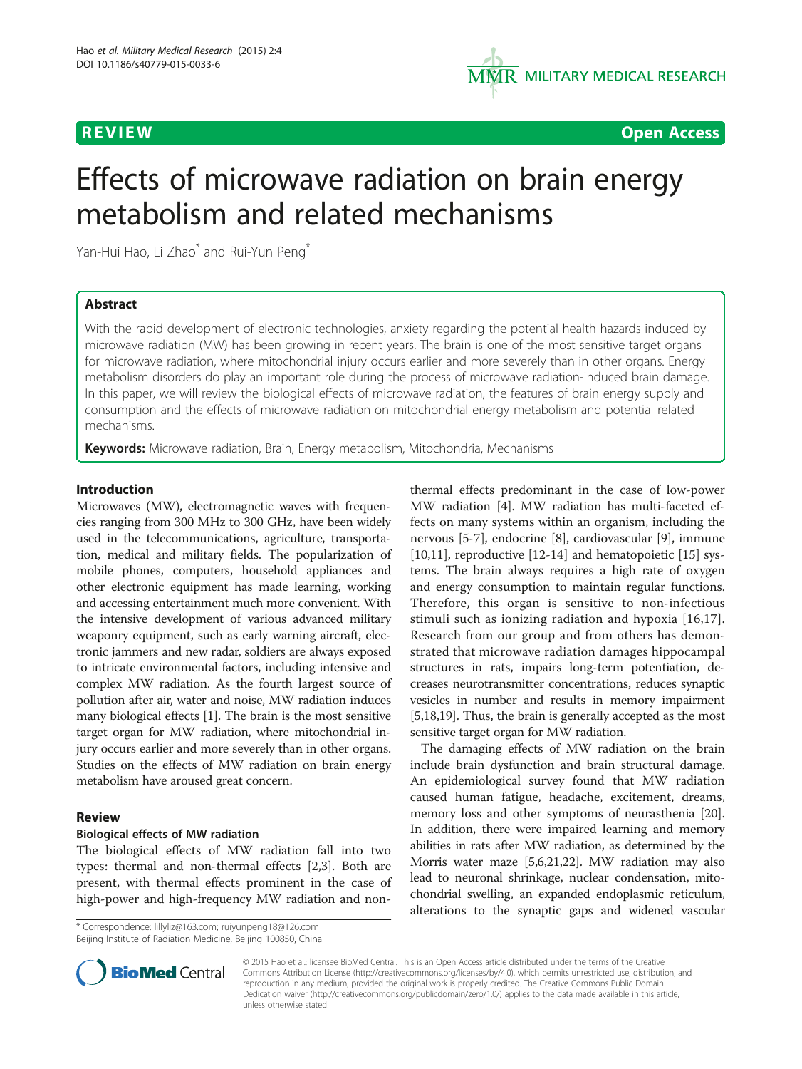**REVIEW** **Open Access**

# Effects of microwave radiation on brain energy metabolism and related mechanisms

Yan-Hui Hao, Li Zhao* and Rui-Yun Peng*

## Abstract

With the rapid development of electronic technologies, anxiety regarding the potential health hazards induced by microwave radiation (MW) has been growing in recent years. The brain is one of the most sensitive target organs for microwave radiation, where mitochondrial injury occurs earlier and more severely than in other organs. Energy metabolism disorders do play an important role during the process of microwave radiation-induced brain damage. In this paper, we will review the biological effects of microwave radiation, the features of brain energy supply and consumption and the effects of microwave radiation on mitochondrial energy metabolism and potential related mechanisms.

**Keywords:** Microwave radiation, Brain, Energy metabolism, Mitochondria, Mechanisms

## Introduction

Microwaves (MW), electromagnetic waves with frequencies ranging from 300 MHz to 300 GHz, have been widely used in the telecommunications, agriculture, transportation, medical and military fields. The popularization of mobile phones, computers, household appliances and other electronic equipment has made learning, working and accessing entertainment much more convenient. With the intensive development of various advanced military weaponry equipment, such as early warning aircraft, electronic jammers and new radar, soldiers are always exposed to intricate environmental factors, including intensive and complex MW radiation. As the fourth largest source of pollution after air, water and noise, MW radiation induces many biological effects [1]. The brain is the most sensitive target organ for MW radiation, where mitochondrial injury occurs earlier and more severely than in other organs. Studies on the effects of MW radiation on brain energy metabolism have aroused great concern.

## Review

### Biological effects of MW radiation

The biological effects of MW radiation fall into two types: thermal and non-thermal effects [2,3]. Both are present, with thermal effects prominent in the case of high-power and high-frequency MW radiation and non-thermal effects predominant in the case of low-power MW radiation [4]. MW radiation has multi-faceted effects on many systems within an organism, including the nervous [5-7], endocrine [8], cardiovascular [9], immune [10,11], reproductive [12-14] and hematopoietic [15] systems. The brain always requires a high rate of oxygen and energy consumption to maintain regular functions. Therefore, this organ is sensitive to non-infectious stimuli such as ionizing radiation and hypoxia [16,17]. Research from our group and from others has demonstrated that microwave radiation damages hippocampal structures in rats, impairs long-term potentiation, decreases neurotransmitter concentrations, reduces synaptic vesicles in number and results in memory impairment [5,18,19]. Thus, the brain is generally accepted as the most sensitive target organ for MW radiation.

The damaging effects of MW radiation on the brain include brain dysfunction and brain structural damage. An epidemiological survey found that MW radiation caused human fatigue, headache, excitement, dreams, memory loss and other symptoms of neurasthenia [20]. In addition, there were impaired learning and memory abilities in rats after MW radiation, as determined by the Morris water maze [5,6,21,22]. MW radiation may also lead to neuronal shrinkage, nuclear condensation, mitochondrial swelling, an expanded endoplasmic reticulum, alterations to the synaptic gaps and widened vascular

\* Correspondence: lillyliz@163.com; ruiyunpeng18@126.com
Beijing Institute of Radiation Medicine, Beijing 100850, China

© 2015 Hao et al.; licensee BioMed Central. This is an Open Access article distributed under the terms of the Creative Commons Attribution License (http://creativecommons.org/licenses/by/4.0), which permits unrestricted use, distribution, and reproduction in any medium, provided the original work is properly credited. The Creative Commons Public Domain Dedication waiver (http://creativecommons.org/publicdomain/zero/1.0/) applies to the data made available in this article, unless otherwise stated.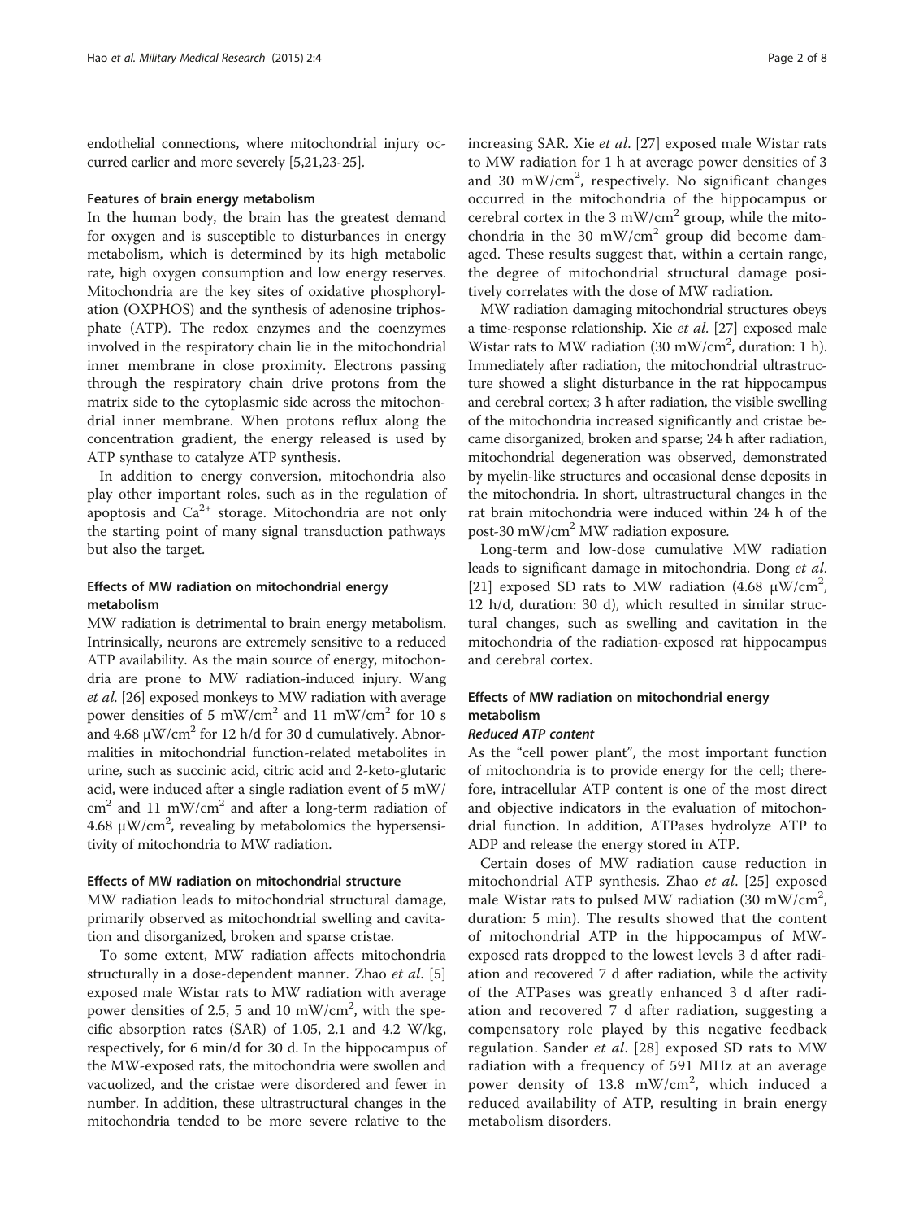endothelial connections, where mitochondrial injury occurred earlier and more severely [5,21,23-25].

### Features of brain energy metabolism

In the human body, the brain has the greatest demand for oxygen and is susceptible to disturbances in energy metabolism, which is determined by its high metabolic rate, high oxygen consumption and low energy reserves. Mitochondria are the key sites of oxidative phosphorylation (OXPHOS) and the synthesis of adenosine triphosphate (ATP). The redox enzymes and the coenzymes involved in the respiratory chain lie in the mitochondrial inner membrane in close proximity. Electrons passing through the respiratory chain drive protons from the matrix side to the cytoplasmic side across the mitochondrial inner membrane. When protons reflux along the concentration gradient, the energy released is used by ATP synthase to catalyze ATP synthesis.

In addition to energy conversion, mitochondria also play other important roles, such as in the regulation of apoptosis and $Ca^{2+}$ storage. Mitochondria are not only the starting point of many signal transduction pathways but also the target.

### Effects of MW radiation on mitochondrial energy metabolism

MW radiation is detrimental to brain energy metabolism. Intrinsically, neurons are extremely sensitive to a reduced ATP availability. As the main source of energy, mitochondria are prone to MW radiation-induced injury. Wang *et al.* [26] exposed monkeys to MW radiation with average power densities of 5 mW/cm$^2$ and 11 mW/cm$^2$ for 10 s and 4.68 μW/cm$^2$ for 12 h/d for 30 d cumulatively. Abnormalities in mitochondrial function-related metabolites in urine, such as succinic acid, citric acid and 2-keto-glutaric acid, were induced after a single radiation event of 5 mW/cm$^2$ and 11 mW/cm$^2$ and after a long-term radiation of 4.68 μW/cm$^2$, revealing by metabolomics the hypersensitivity of mitochondria to MW radiation.

### Effects of MW radiation on mitochondrial structure

MW radiation leads to mitochondrial structural damage, primarily observed as mitochondrial swelling and cavitation and disorganized, broken and sparse cristae.

To some extent, MW radiation affects mitochondria structurally in a dose-dependent manner. Zhao *et al.* [5] exposed male Wistar rats to MW radiation with average power densities of 2.5, 5 and 10 mW/cm$^2$, with the specific absorption rates (SAR) of 1.05, 2.1 and 4.2 W/kg, respectively, for 6 min/d for 30 d. In the hippocampus of the MW-exposed rats, the mitochondria were swollen and vacuolized, and the cristae were disordered and fewer in number. In addition, these ultrastructural changes in the mitochondria tended to be more severe relative to the increasing SAR. Xie *et al.* [27] exposed male Wistar rats to MW radiation for 1 h at average power densities of 3 and 30 mW/cm$^2$, respectively. No significant changes occurred in the mitochondria of the hippocampus or cerebral cortex in the 3 mW/cm$^2$ group, while the mitochondria in the 30 mW/cm$^2$ group did become damaged. These results suggest that, within a certain range, the degree of mitochondrial structural damage positively correlates with the dose of MW radiation.

MW radiation damaging mitochondrial structures obeys a time-response relationship. Xie *et al.* [27] exposed male Wistar rats to MW radiation (30 mW/cm$^2$, duration: 1 h). Immediately after radiation, the mitochondrial ultrastructure showed a slight disturbance in the rat hippocampus and cerebral cortex; 3 h after radiation, the visible swelling of the mitochondria increased significantly and cristae became disorganized, broken and sparse; 24 h after radiation, mitochondrial degeneration was observed, demonstrated by myelin-like structures and occasional dense deposits in the mitochondria. In short, ultrastructural changes in the rat brain mitochondria were induced within 24 h of the post-30 mW/cm$^2$ MW radiation exposure.

Long-term and low-dose cumulative MW radiation leads to significant damage in mitochondria. Dong *et al.* [21] exposed SD rats to MW radiation (4.68 μW/cm$^2$, 12 h/d, duration: 30 d), which resulted in similar structural changes, such as swelling and cavitation in the mitochondria of the radiation-exposed rat hippocampus and cerebral cortex.

### Effects of MW radiation on mitochondrial energy metabolism

#### *Reduced ATP content*

As the "cell power plant", the most important function of mitochondria is to provide energy for the cell; therefore, intracellular ATP content is one of the most direct and objective indicators in the evaluation of mitochondrial function. In addition, ATPases hydrolyze ATP to ADP and release the energy stored in ATP.

Certain doses of MW radiation cause reduction in mitochondrial ATP synthesis. Zhao *et al.* [25] exposed male Wistar rats to pulsed MW radiation (30 mW/cm$^2$, duration: 5 min). The results showed that the content of mitochondrial ATP in the hippocampus of MW-exposed rats dropped to the lowest levels 3 d after radiation and recovered 7 d after radiation, while the activity of the ATPases was greatly enhanced 3 d after radiation and recovered 7 d after radiation, suggesting a compensatory role played by this negative feedback regulation. Sander *et al.* [28] exposed SD rats to MW radiation with a frequency of 591 MHz at an average power density of 13.8 mW/cm$^2$, which induced a reduced availability of ATP, resulting in brain energy metabolism disorders.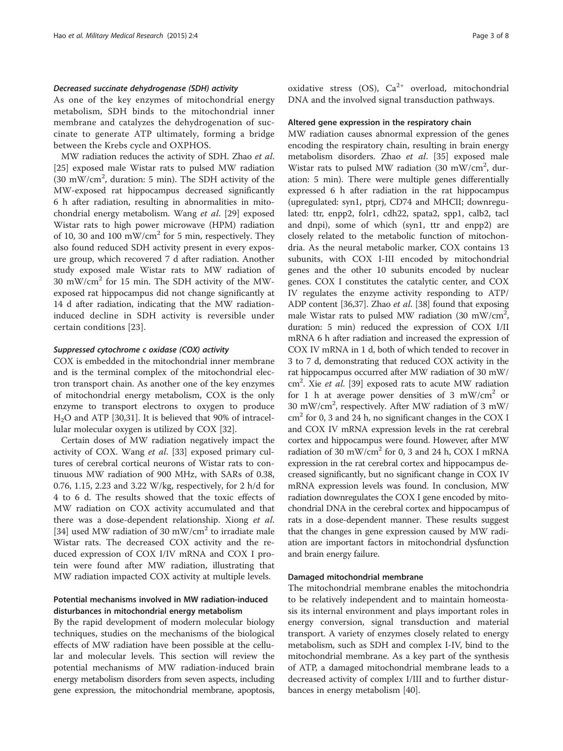#### *Decreased succinate dehydrogenase (SDH) activity*

As one of the key enzymes of mitochondrial energy metabolism, SDH binds to the mitochondrial inner membrane and catalyzes the dehydrogenation of succinate to generate ATP ultimately, forming a bridge between the Krebs cycle and OXPHOS.

MW radiation reduces the activity of SDH. Zhao *et al*. [25] exposed male Wistar rats to pulsed MW radiation (30 $mW/cm^2$, duration: 5 min). The SDH activity of the MW-exposed rat hippocampus decreased significantly 6 h after radiation, resulting in abnormalities in mitochondrial energy metabolism. Wang *et al*. [29] exposed Wistar rats to high power microwave (HPM) radiation of 10, 30 and 100 $mW/cm^2$ for 5 min, respectively. They also found reduced SDH activity present in every exposure group, which recovered 7 d after radiation. Another study exposed male Wistar rats to MW radiation of 30 $mW/cm^2$ for 15 min. The SDH activity of the MW-exposed rat hippocampus did not change significantly at 14 d after radiation, indicating that the MW radiation-induced decline in SDH activity is reversible under certain conditions [23].

#### *Suppressed cytochrome c oxidase (COX) activity*

COX is embedded in the mitochondrial inner membrane and is the terminal complex of the mitochondrial electron transport chain. As another one of the key enzymes of mitochondrial energy metabolism, COX is the only enzyme to transport electrons to oxygen to produce $H_2O$ and ATP [30,31]. It is believed that 90% of intracellular molecular oxygen is utilized by COX [32].

Certain doses of MW radiation negatively impact the activity of COX. Wang *et al*. [33] exposed primary cultures of cerebral cortical neurons of Wistar rats to continuous MW radiation of 900 MHz, with SARs of 0.38, 0.76, 1.15, 2.23 and 3.22 W/kg, respectively, for 2 h/d for 4 to 6 d. The results showed that the toxic effects of MW radiation on COX activity accumulated and that there was a dose-dependent relationship. Xiong *et al*. [34] used MW radiation of 30 $mW/cm^2$ to irradiate male Wistar rats. The decreased COX activity and the reduced expression of COX I/IV mRNA and COX I protein were found after MW radiation, illustrating that MW radiation impacted COX activity at multiple levels.

### Potential mechanisms involved in MW radiation-induced disturbances in mitochondrial energy metabolism

By the rapid development of modern molecular biology techniques, studies on the mechanisms of the biological effects of MW radiation have been possible at the cellular and molecular levels. This section will review the potential mechanisms of MW radiation-induced brain energy metabolism disorders from seven aspects, including gene expression, the mitochondrial membrane, apoptosis, oxidative stress (OS), $Ca^{2+}$ overload, mitochondrial DNA and the involved signal transduction pathways.

#### Altered gene expression in the respiratory chain

MW radiation causes abnormal expression of the genes encoding the respiratory chain, resulting in brain energy metabolism disorders. Zhao *et al*. [35] exposed male Wistar rats to pulsed MW radiation (30 $mW/cm^2$, duration: 5 min). There were multiple genes differentially expressed 6 h after radiation in the rat hippocampus (upregulated: syn1, ptprj, CD74 and MHCII; downregulated: ttr, enpp2, folr1, cdh22, spata2, spp1, calb2, tacl and dnpi), some of which (syn1, ttr and enpp2) are closely related to the metabolic function of mitochondria. As the neural metabolic marker, COX contains 13 subunits, with COX I-III encoded by mitochondrial genes and the other 10 subunits encoded by nuclear genes. COX I constitutes the catalytic center, and COX IV regulates the enzyme activity responding to ATP/ADP content [36,37]. Zhao *et al*. [38] found that exposing male Wistar rats to pulsed MW radiation (30 $mW/cm^2$, duration: 5 min) reduced the expression of COX I/II mRNA 6 h after radiation and increased the expression of COX IV mRNA in 1 d, both of which tended to recover in 3 to 7 d, demonstrating that reduced COX activity in the rat hippocampus occurred after MW radiation of 30 $mW/cm^2$. Xie *et al*. [39] exposed rats to acute MW radiation for 1 h at average power densities of 3 $mW/cm^2$ or 30 $mW/cm^2$, respectively. After MW radiation of 3 $mW/cm^2$ for 0, 3 and 24 h, no significant changes in the COX I and COX IV mRNA expression levels in the rat cerebral cortex and hippocampus were found. However, after MW radiation of 30 $mW/cm^2$ for 0, 3 and 24 h, COX I mRNA expression in the rat cerebral cortex and hippocampus decreased significantly, but no significant change in COX IV mRNA expression levels was found. In conclusion, MW radiation downregulates the COX I gene encoded by mitochondrial DNA in the cerebral cortex and hippocampus of rats in a dose-dependent manner. These results suggest that the changes in gene expression caused by MW radiation are important factors in mitochondrial dysfunction and brain energy failure.

#### Damaged mitochondrial membrane

The mitochondrial membrane enables the mitochondria to be relatively independent and to maintain homeostasis its internal environment and plays important roles in energy conversion, signal transduction and material transport. A variety of enzymes closely related to energy metabolism, such as SDH and complex I-IV, bind to the mitochondrial membrane. As a key part of the synthesis of ATP, a damaged mitochondrial membrane leads to a decreased activity of complex I/III and to further disturbances in energy metabolism [40].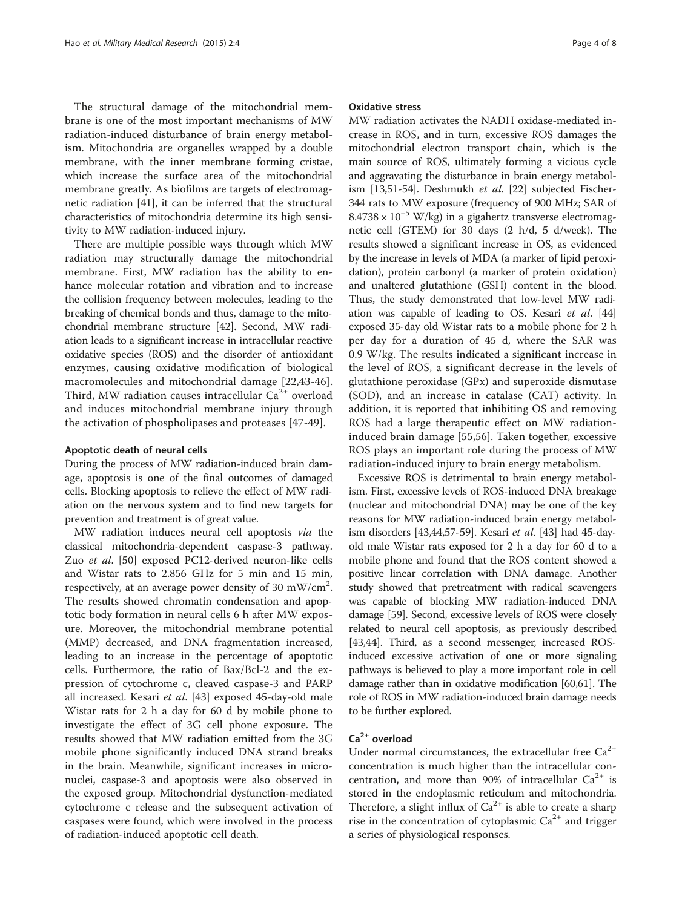The structural damage of the mitochondrial membrane is one of the most important mechanisms of MW radiation-induced disturbance of brain energy metabolism. Mitochondria are organelles wrapped by a double membrane, with the inner membrane forming cristae, which increase the surface area of the mitochondrial membrane greatly. As biofilms are targets of electromagnetic radiation [41], it can be inferred that the structural characteristics of mitochondria determine its high sensitivity to MW radiation-induced injury.

There are multiple possible ways through which MW radiation may structurally damage the mitochondrial membrane. First, MW radiation has the ability to enhance molecular rotation and vibration and to increase the collision frequency between molecules, leading to the breaking of chemical bonds and thus, damage to the mitochondrial membrane structure [42]. Second, MW radiation leads to a significant increase in intracellular reactive oxidative species (ROS) and the disorder of antioxidant enzymes, causing oxidative modification of biological macromolecules and mitochondrial damage [22,43-46]. Third, MW radiation causes intracellular $Ca^{2+}$ overload and induces mitochondrial membrane injury through the activation of phospholipases and proteases [47-49].

#### Apoptotic death of neural cells

During the process of MW radiation-induced brain damage, apoptosis is one of the final outcomes of damaged cells. Blocking apoptosis to relieve the effect of MW radiation on the nervous system and to find new targets for prevention and treatment is of great value.

MW radiation induces neural cell apoptosis *via* the classical mitochondria-dependent caspase-3 pathway. Zuo *et al*. [50] exposed PC12-derived neuron-like cells and Wistar rats to 2.856 GHz for 5 min and 15 min, respectively, at an average power density of 30 mW/cm$^2$. The results showed chromatin condensation and apoptotic body formation in neural cells 6 h after MW exposure. Moreover, the mitochondrial membrane potential (MMP) decreased, and DNA fragmentation increased, leading to an increase in the percentage of apoptotic cells. Furthermore, the ratio of Bax/Bcl-2 and the expression of cytochrome c, cleaved caspase-3 and PARP all increased. Kesari *et al*. [43] exposed 45-day-old male Wistar rats for 2 h a day for 60 d by mobile phone to investigate the effect of 3G cell phone exposure. The results showed that MW radiation emitted from the 3G mobile phone significantly induced DNA strand breaks in the brain. Meanwhile, significant increases in micronuclei, caspase-3 and apoptosis were also observed in the exposed group. Mitochondrial dysfunction-mediated cytochrome c release and the subsequent activation of caspases were found, which were involved in the process of radiation-induced apoptotic cell death.

#### Oxidative stress

MW radiation activates the NADH oxidase-mediated increase in ROS, and in turn, excessive ROS damages the mitochondrial electron transport chain, which is the main source of ROS, ultimately forming a vicious cycle and aggravating the disturbance in brain energy metabolism [13,51-54]. Deshmukh *et al*. [22] subjected Fischer-344 rats to MW exposure (frequency of 900 MHz; SAR of $8.4738 \times 10^{-5}$ W/kg) in a gigahertz transverse electromagnetic cell (GTEM) for 30 days (2 h/d, 5 d/week). The results showed a significant increase in OS, as evidenced by the increase in levels of MDA (a marker of lipid peroxidation), protein carbonyl (a marker of protein oxidation) and unaltered glutathione (GSH) content in the blood. Thus, the study demonstrated that low-level MW radiation was capable of leading to OS. Kesari *et al*. [44] exposed 35-day old Wistar rats to a mobile phone for 2 h per day for a duration of 45 d, where the SAR was 0.9 W/kg. The results indicated a significant increase in the level of ROS, a significant decrease in the levels of glutathione peroxidase (GPx) and superoxide dismutase (SOD), and an increase in catalase (CAT) activity. In addition, it is reported that inhibiting OS and removing ROS had a large therapeutic effect on MW radiation-induced brain damage [55,56]. Taken together, excessive ROS plays an important role during the process of MW radiation-induced injury to brain energy metabolism.

Excessive ROS is detrimental to brain energy metabolism. First, excessive levels of ROS-induced DNA breakage (nuclear and mitochondrial DNA) may be one of the key reasons for MW radiation-induced brain energy metabolism disorders [43,44,57-59]. Kesari *et al*. [43] had 45-day-old male Wistar rats exposed for 2 h a day for 60 d to a mobile phone and found that the ROS content showed a positive linear correlation with DNA damage. Another study showed that pretreatment with radical scavengers was capable of blocking MW radiation-induced DNA damage [59]. Second, excessive levels of ROS were closely related to neural cell apoptosis, as previously described [43,44]. Third, as a second messenger, increased ROS-induced excessive activation of one or more signaling pathways is believed to play a more important role in cell damage rather than in oxidative modification [60,61]. The role of ROS in MW radiation-induced brain damage needs to be further explored.

#### $Ca^{2+}$ overload

Under normal circumstances, the extracellular free $Ca^{2+}$ concentration is much higher than the intracellular concentration, and more than 90% of intracellular $Ca^{2+}$ is stored in the endoplasmic reticulum and mitochondria. Therefore, a slight influx of $Ca^{2+}$ is able to create a sharp rise in the concentration of cytoplasmic $Ca^{2+}$ and trigger a series of physiological responses.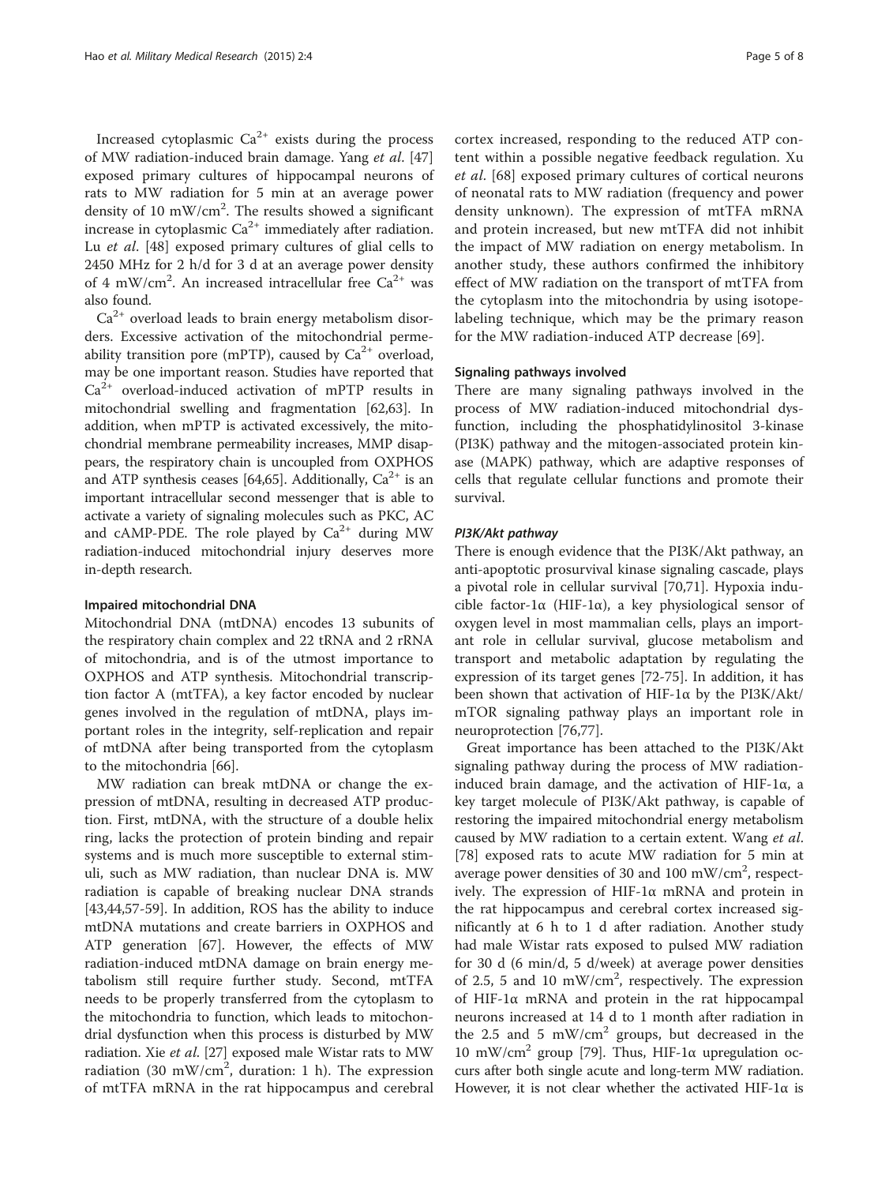Increased cytoplasmic $Ca^{2+}$ exists during the process of MW radiation-induced brain damage. Yang *et al*. [47] exposed primary cultures of hippocampal neurons of rats to MW radiation for 5 min at an average power density of 10 $mW/cm^2$. The results showed a significant increase in cytoplasmic $Ca^{2+}$ immediately after radiation. Lu *et al*. [48] exposed primary cultures of glial cells to 2450 MHz for 2 h/d for 3 d at an average power density of 4 $mW/cm^2$. An increased intracellular free $Ca^{2+}$ was also found.

$Ca^{2+}$ overload leads to brain energy metabolism disorders. Excessive activation of the mitochondrial permeability transition pore (mPTP), caused by $Ca^{2+}$ overload, may be one important reason. Studies have reported that $Ca^{2+}$ overload-induced activation of mPTP results in mitochondrial swelling and fragmentation [62,63]. In addition, when mPTP is activated excessively, the mitochondrial membrane permeability increases, MMP disappears, the respiratory chain is uncoupled from OXPHOS and ATP synthesis ceases [64,65]. Additionally, $Ca^{2+}$ is an important intracellular second messenger that is able to activate a variety of signaling molecules such as PKC, AC and cAMP-PDE. The role played by $Ca^{2+}$ during MW radiation-induced mitochondrial injury deserves more in-depth research.

### Impaired mitochondrial DNA

Mitochondrial DNA (mtDNA) encodes 13 subunits of the respiratory chain complex and 22 tRNA and 2 rRNA of mitochondria, and is of the utmost importance to OXPHOS and ATP synthesis. Mitochondrial transcription factor A (mtTFA), a key factor encoded by nuclear genes involved in the regulation of mtDNA, plays important roles in the integrity, self-replication and repair of mtDNA after being transported from the cytoplasm to the mitochondria [66].

MW radiation can break mtDNA or change the expression of mtDNA, resulting in decreased ATP production. First, mtDNA, with the structure of a double helix ring, lacks the protection of protein binding and repair systems and is much more susceptible to external stimuli, such as MW radiation, than nuclear DNA is. MW radiation is capable of breaking nuclear DNA strands [43,44,57-59]. In addition, ROS has the ability to induce mtDNA mutations and create barriers in OXPHOS and ATP generation [67]. However, the effects of MW radiation-induced mtDNA damage on brain energy metabolism still require further study. Second, mtTFA needs to be properly transferred from the cytoplasm to the mitochondria to function, which leads to mitochondrial dysfunction when this process is disturbed by MW radiation. Xie *et al*. [27] exposed male Wistar rats to MW radiation (30 $mW/cm^2$, duration: 1 h). The expression of mtTFA mRNA in the rat hippocampus and cerebral cortex increased, responding to the reduced ATP content within a possible negative feedback regulation. Xu *et al*. [68] exposed primary cultures of cortical neurons of neonatal rats to MW radiation (frequency and power density unknown). The expression of mtTFA mRNA and protein increased, but new mtTFA did not inhibit the impact of MW radiation on energy metabolism. In another study, these authors confirmed the inhibitory effect of MW radiation on the transport of mtTFA from the cytoplasm into the mitochondria by using isotope-labeling technique, which may be the primary reason for the MW radiation-induced ATP decrease [69].

### Signaling pathways involved

There are many signaling pathways involved in the process of MW radiation-induced mitochondrial dysfunction, including the phosphatidylinositol 3-kinase (PI3K) pathway and the mitogen-associated protein kinase (MAPK) pathway, which are adaptive responses of cells that regulate cellular functions and promote their survival.

#### *PI3K/Akt pathway*

There is enough evidence that the PI3K/Akt pathway, an anti-apoptotic prosurvival kinase signaling cascade, plays a pivotal role in cellular survival [70,71]. Hypoxia inducible factor-1α (HIF-1α), a key physiological sensor of oxygen level in most mammalian cells, plays an important role in cellular survival, glucose metabolism and transport and metabolic adaptation by regulating the expression of its target genes [72-75]. In addition, it has been shown that activation of HIF-1α by the PI3K/Akt/mTOR signaling pathway plays an important role in neuroprotection [76,77].

Great importance has been attached to the PI3K/Akt signaling pathway during the process of MW radiation-induced brain damage, and the activation of HIF-1α, a key target molecule of PI3K/Akt pathway, is capable of restoring the impaired mitochondrial energy metabolism caused by MW radiation to a certain extent. Wang *et al*. [78] exposed rats to acute MW radiation for 5 min at average power densities of 30 and 100 $mW/cm^2$, respectively. The expression of HIF-1α mRNA and protein in the rat hippocampus and cerebral cortex increased significantly at 6 h to 1 d after radiation. Another study had male Wistar rats exposed to pulsed MW radiation for 30 d (6 min/d, 5 d/week) at average power densities of 2.5, 5 and 10 $mW/cm^2$, respectively. The expression of HIF-1α mRNA and protein in the rat hippocampal neurons increased at 14 d to 1 month after radiation in the 2.5 and 5 $mW/cm^2$ groups, but decreased in the 10 $mW/cm^2$ group [79]. Thus, HIF-1α upregulation occurs after both single acute and long-term MW radiation. However, it is not clear whether the activated HIF-1α is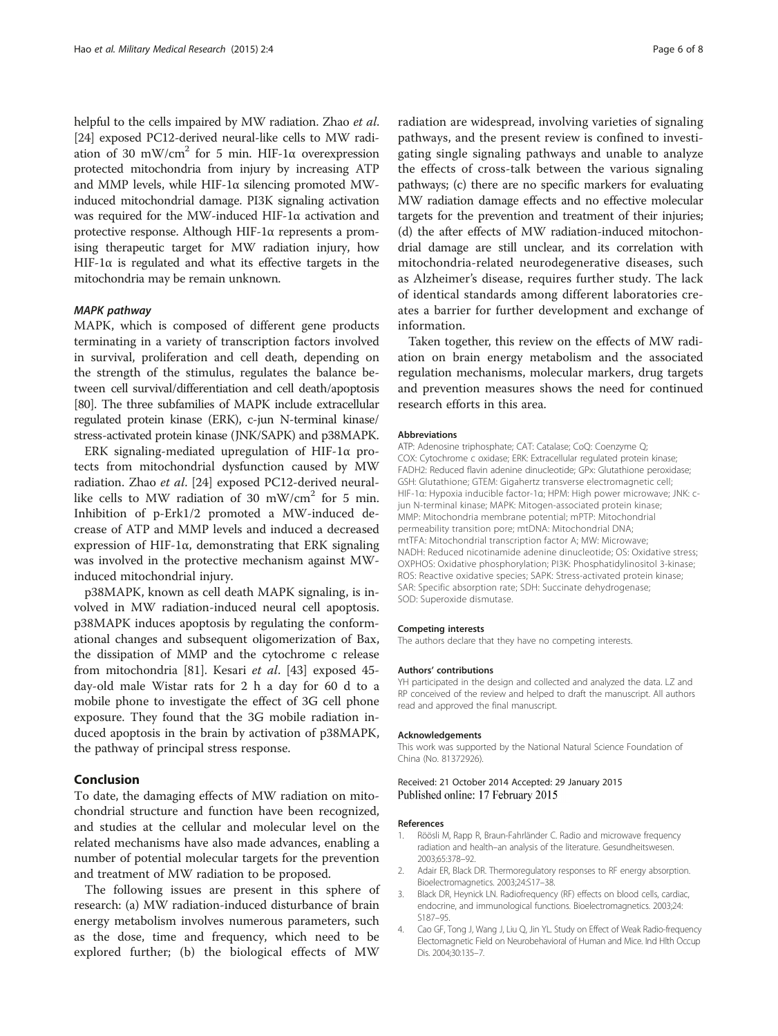helpful to the cells impaired by MW radiation. Zhao *et al.* [24] exposed PC12-derived neural-like cells to MW radiation of 30 $mW/cm^2$ for 5 min. HIF-1α overexpression protected mitochondria from injury by increasing ATP and MMP levels, while HIF-1α silencing promoted MW-induced mitochondrial damage. PI3K signaling activation was required for the MW-induced HIF-1α activation and protective response. Although HIF-1α represents a promising therapeutic target for MW radiation injury, how HIF-1α is regulated and what its effective targets in the mitochondria may be remain unknown.

#### MAPK pathway

MAPK, which is composed of different gene products terminating in a variety of transcription factors involved in survival, proliferation and cell death, depending on the strength of the stimulus, regulates the balance between cell survival/differentiation and cell death/apoptosis [80]. The three subfamilies of MAPK include extracellular regulated protein kinase (ERK), c-jun N-terminal kinase/stress-activated protein kinase (JNK/SAPK) and p38MAPK.

ERK signaling-mediated upregulation of HIF-1α protects from mitochondrial dysfunction caused by MW radiation. Zhao *et al.* [24] exposed PC12-derived neural-like cells to MW radiation of 30 $mW/cm^2$ for 5 min. Inhibition of p-Erk1/2 promoted a MW-induced decrease of ATP and MMP levels and induced a decreased expression of HIF-1α, demonstrating that ERK signaling was involved in the protective mechanism against MW-induced mitochondrial injury.

p38MAPK, known as cell death MAPK signaling, is involved in MW radiation-induced neural cell apoptosis. p38MAPK induces apoptosis by regulating the conformational changes and subsequent oligomerization of Bax, the dissipation of MMP and the cytochrome c release from mitochondria [81]. Kesari *et al.* [43] exposed 45-day-old male Wistar rats for 2 h a day for 60 d to a mobile phone to investigate the effect of 3G cell phone exposure. They found that the 3G mobile radiation induced apoptosis in the brain by activation of p38MAPK, the pathway of principal stress response.

## Conclusion

To date, the damaging effects of MW radiation on mitochondrial structure and function have been recognized, and studies at the cellular and molecular level on the related mechanisms have also made advances, enabling a number of potential molecular targets for the prevention and treatment of MW radiation to be proposed.

The following issues are present in this sphere of research: (a) MW radiation-induced disturbance of brain energy metabolism involves numerous parameters, such as the dose, time and frequency, which need to be explored further; (b) the biological effects of MW radiation are widespread, involving varieties of signaling pathways, and the present review is confined to investigating single signaling pathways and unable to analyze the effects of cross-talk between the various signaling pathways; (c) there are no specific markers for evaluating MW radiation damage effects and no effective molecular targets for the prevention and treatment of their injuries; (d) the after effects of MW radiation-induced mitochondrial damage are still unclear, and its correlation with mitochondria-related neurodegenerative diseases, such as Alzheimer's disease, requires further study. The lack of identical standards among different laboratories creates a barrier for further development and exchange of information.

Taken together, this review on the effects of MW radiation on brain energy metabolism and the associated regulation mechanisms, molecular markers, drug targets and prevention measures shows the need for continued research efforts in this area.

#### Abbreviations

ATP: Adenosine triphosphate; CAT: Catalase; CoQ: Coenzyme Q; COX: Cytochrome c oxidase; ERK: Extracellular regulated protein kinase; FADH2: Reduced flavin adenine dinucleotide; GPx: Glutathione peroxidase; GSH: Glutathione; GTEM: Gigahertz transverse electromagnetic cell; HIF-1α: Hypoxia inducible factor-1α; HPM: High power microwave; JNK: c-jun N-terminal kinase; MAPK: Mitogen-associated protein kinase; MMP: Mitochondria membrane potential; mPTP: Mitochondrial permeability transition pore; mtDNA: Mitochondrial DNA; mtTFA: Mitochondrial transcription factor A; MW: Microwave; NADH: Reduced nicotinamide adenine dinucleotide; OS: Oxidative stress; OXPHOS: Oxidative phosphorylation; PI3K: Phosphatidylinositol 3-kinase; ROS: Reactive oxidative species; SAPK: Stress-activated protein kinase; SAR: Specific absorption rate; SDH: Succinate dehydrogenase; SOD: Superoxide dismutase.

#### Competing interests

The authors declare that they have no competing interests.

#### Authors' contributions

YH participated in the design and collected and analyzed the data. LZ and RP conceived of the review and helped to draft the manuscript. All authors read and approved the final manuscript.

#### Acknowledgements

This work was supported by the National Natural Science Foundation of China (No. 81372926).

Received: 21 October 2014 Accepted: 29 January 2015
Published online: 17 February 2015

#### References

1. Röösli M, Rapp R, Braun-Fahrländer C. Radio and microwave frequency radiation and health–an analysis of the literature. Gesundheitswesen. 2003;65:378–92.
2. Adair ER, Black DR. Thermoregulatory responses to RF energy absorption. Bioelectromagnetics. 2003;24:S17–38.
3. Black DR, Heynick LN. Radiofrequency (RF) effects on blood cells, cardiac, endocrine, and immunological functions. Bioelectromagnetics. 2003;24: S187–95.
4. Cao GF, Tong J, Wang J, Liu Q, Jin YL. Study on Effect of Weak Radio-frequency Electomagnetic Field on Neurobehavioral of Human and Mice. Ind Hlth Occup Dis. 2004;30:135–7.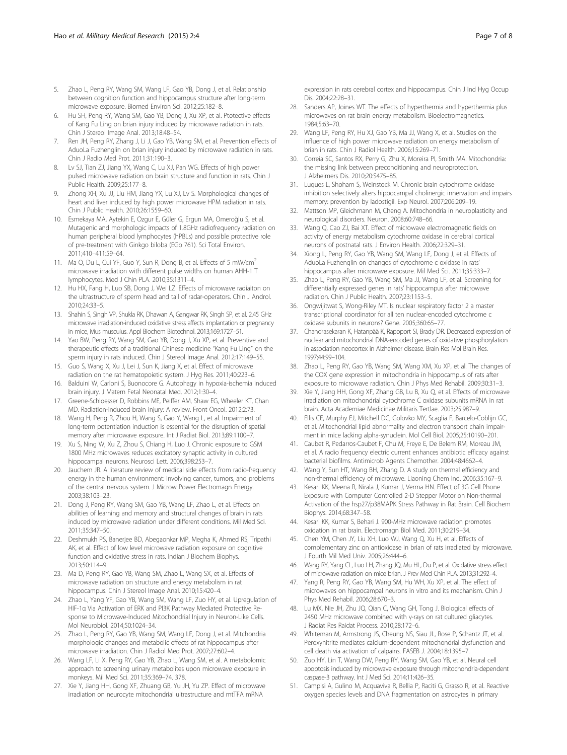5. Zhao L, Peng RY, Wang SM, Wang LF, Gao YB, Dong J, et al. Relationship between cognition function and hippocampus structure after long-term microwave exposure. Biomed Environ Sci. 2012;25:182–8.
6. Hu SH, Peng RY, Wang SM, Gao YB, Dong J, Xu XP, et al. Ptotective effects of Kang Fu Ling on brian injury induced by microwave radiation in rats. Chin J Stereol Image Anal. 2013;18:48–54.
7. Ren JH, Peng RY, Zhang J, Li J, Gao YB, Wang SM, et al. Prevention effects of AduoLa Fuzhenglin on brian injury induced by microwave radiation in rats. Chin J Radio Med Prot. 2011;31:190–3.
8. Lv SJ, Tian ZJ, Jiang YX, Wang C, Lu XJ, Pan WG. Effects of high power pulsed microwave radiation on brain structure and function in rats. Chin J Public Health. 2009;25:177–8.
9. Zhong XH, Xu JJ, Liu HM, Jiang YX, Lu XJ, Lv S. Morphological changes of heart and liver induced by high power microwave HPM radiation in rats. Chin J Public Health. 2010;26:1559–60.
10. Esmekaya MA, Aytekin E, Ozgur E, Güler G, Ergun MA, Omeroğlu S, et al. Mutagenic and morphologic impacts of 1.8GHz radiofrequency radiation on human peripheral blood lymphocytes (hPBLs) and possible protective role of pre-treatment with Ginkgo biloba (EGb 761). Sci Total Environ. 2011;410–411:59–64.
11. Ma Q, Du L, Cui YF, Guo Y, Sun R, Dong B, et al. Effects of 5 mW/cm$^2$ microwave irradiation with different pulse widths on human AHH-1 T lymphocytes. Med J Chin PLA. 2010;35:1311–4.
12. Hu HX, Fang H, Luo SB, Dong J, Wei LZ. Effects of microwave radiaiton on the ultrastructure of sperm head and tail of radar-operators. Chin J Androl. 2010;24:33–5.
13. Shahin S, Singh VP, Shukla RK, Dhawan A, Gangwar RK, Singh SP, et al. 2.45 GHz microwave irradiation-induced oxidative stress affects implantation or pregnancy in mice, Mus musculus. Appl Biochem Biotechnol. 2013;169:1727–51.
14. Yao BW, Peng RY, Wang SM, Gao YB, Dong J, Xu XP, et al. Preventive and therapeutic effects of a traditional Chinese medicine "Kang Fu Ling" on the sperm injury in rats induced. Chin J Stereol Image Anal. 2012;17:149–55.
15. Guo S, Wang X, Xu J, Lei J, Sun K, Jiang X, et al. Effect of microwave radiation on the rat hematopoietic system. J Hyg Res. 2011;40:223–6.
16. Balduini W, Carloni S, Buonocore G. Autophagy in hypoxia-ischemia induced brain injury. J Matern Fetal Neonatal Med. 2012;1:30–4.
17. Greene-Schloesser D, Robbins ME, Peiffer AM, Shaw EG, Wheeler KT, Chan MD. Radiation-induced brain injury: A review. Front Oncol. 2012;2:73.
18. Wang H, Peng R, Zhou H, Wang S, Gao Y, Wang L, et al. Impairment of long-term potentiation induction is essential for the disruption of spatial memory after microwave exposure. Int J Radiat Biol. 2013;89:1100–7.
19. Xu S, Ning W, Xu Z, Zhou S, Chiang H, Luo J. Chronic exposure to GSM 1800 MHz microwaves reduces excitatory synaptic activity in cultured hippocampal neurons. Neurosci Lett. 2006;398:253–7.
20. Jauchem JR. A literature review of medical side effects from radio-frequency energy in the human environment: involving cancer, tumors, and problems of the central nervous system. J Microw Power Electromagn Energy. 2003;38:103–23.
21. Dong J, Peng RY, Wang SM, Gao YB, Wang LF, Zhao L, et al. Effects on abilities of learning and memory and structural changes of brain in rats induced by microwave radiation under different conditions. Mil Med Sci. 2011;35:347–50.
22. Deshmukh PS, Banerjee BD, Abegaonkar MP, Megha K, Ahmed RS, Tripathi AK, et al. Effect of low level microwave radiation exposure on cognitive function and oxidative stress in rats. Indian J Biochem Biophys. 2013;50:114–9.
23. Ma D, Peng RY, Gao YB, Wang SM, Zhao L, Wang SX, et al. Effects of microwave radiation on structure and energy metabolism in rat hippocampus. Chin J Stereol Image Anal. 2010;15:420–4.
24. Zhao L, Yang YF, Gao YB, Wang SM, Wang LF, Zuo HY, et al. Upregulation of HIF-1α Via Activation of ERK and PI3K Pathway Mediated Protective Response to Microwave-Induced Mitochondrial Injury in Neuron-Like Cells. Mol Neurobiol. 2014;50:1024–34.
25. Zhao L, Peng RY, Gao YB, Wang SM, Wang LF, Dong J, et al. Mitchondria morphologic changes and metabolic effects of rat hippocampus after microwave irradiation. Chin J Radiol Med Prot. 2007;27:602–4.
26. Wang LF, Li X, Peng RY, Gao YB, Zhao L, Wang SM, et al. A metabolomic approach to screening urinary metabolites upon microwave exposure in monkeys. Mil Med Sci. 2011;35:369–74. 378.
27. Xie Y, Jiang HH, Gong XF, Zhuang GB, Yu JH, Yu ZP. Effect of microwave irradiation on neurocyte mitochondrial ultrastructure and mtTFA mRNA expression in rats cerebral cortex and hippocampus. Chin J Ind Hyg Occup Dis. 2004;22:28–31.
28. Sanders AP, Joines WT. The effects of hyperthermia and hyperthermia plus microwaves on rat brain energy metabolism. Bioelectromagnetics. 1984;5:63–70.
29. Wang LF, Peng RY, Hu XJ, Gao YB, Ma JJ, Wang X, et al. Studies on the influence of high power microwave radiation on energy metabolism of brian in rats. Chin J Radiol Health. 2006;15:269–71.
30. Correia SC, Santos RX, Perry G, Zhu X, Moreira PI, Smith MA. Mitochondria: the missing link between preconditioning and neuroprotection. J Alzheimers Dis. 2010;20:S475–85.
31. Luques L, Shoham S, Weinstock M. Chronic brain cytochrome oxidase inhibition selectively alters hippocampal cholinergic innervation and impairs memory: prevention by ladostigil. Exp Neurol. 2007;206:209–19.
32. Mattson MP, Gleichmann M, Cheng A. Mitochondria in neuroplasticity and neurological disorders. Neuron. 2008;60:748–66.
33. Wang Q, Cao ZJ, Bai XT. Effect of microwave electromagnetic fields on activity of energy metabolism cytochrome oxidase in cerebral cortical neurons of postnatal rats. J Environ Health. 2006;22:329–31.
34. Xiong L, Peng RY, Gao YB, Wang SM, Wang LF, Dong J, et al. Effects of AduoLa Fuzhenglin on changes of cytochrome c oxidase in rats' hippocampus after microwave exposure. Mil Med Sci. 2011;35:333–7.
35. Zhao L, Peng RY, Gao YB, Wang SM, Ma JJ, Wang LF, et al. Screening for differentially expressed genes in rats' hippocampus after microwave radiation. Chin J Public Health. 2007;23:1153–5.
36. Ongwijitwat S, Wong-Riley MT. Is nuclear respiratory factor 2 a master transcriptional coordinator for all ten nuclear-encoded cytochrome c oxidase subunits in neurons? Gene. 2005;360:65–77.
37. Chandrasekaran K, Hatanpää K, Rapoport SI, Brady DR. Decreased expression of nuclear and mitochondrial DNA-encoded genes of oxidative phosphorylation in association neocortex in Alzheimer disease. Brain Res Mol Brain Res. 1997;44:99–104.
38. Zhao L, Peng RY, Gao YB, Wang SM, Wang XM, Xu XP, et al. The changes of the COX gene expression in mitochondria in hippocampus of rats after exposure to microwave radiation. Chin J Phys Med Rehabil. 2009;30:31–3.
39. Xie Y, Jiang HH, Gong XF, Zhang GB, Lu B, Xu Q, et al. Effects of microwave irradiation on mitochondrial cytochrome C oxidase subunits mRNA in rat brain. Acta Academiae Medicinae Militaris Tertlae. 2003;25:987–9.
40. Ellis CE, Murphy EJ, Mitchell DC, Golovko MY, Scaglia F, Barcelo-Coblijn GC, et al. Mitochondrial lipid abnormality and electron transport chain impairment in mice lacking alpha-synuclein. Mol Cell Biol. 2005;25:10190–201.
41. Caubet R, Pedarros-Caubet F, Chu M, Freye E, De Belem RM, Moreau JM, et al. A radio frequency electric current enhances antibiotic efficacy against bacterial biofilms. Antimicrob Agents Chemother. 2004;48:4662–4.
42. Wang Y, Sun HT, Wang BH, Zhang D. A study on thermal efficiency and non-thermal efficiency of microwave. Liaoning Chem Ind. 2006;35:167–9.
43. Kesari KK, Meena R, Nirala J, Kumar J, Verma HN. Effect of 3G Cell Phone Exposure with Computer Controlled 2-D Stepper Motor on Non-thermal Activation of the hsp27/p38MAPK Stress Pathway in Rat Brain. Cell Biochem Biophys. 2014;68:347–58.
44. Kesari KK, Kumar S, Behari J. 900-MHz microwave radiation promotes oxidation in rat brain. Electromagn Biol Med. 2011;30:219–34.
45. Chen YM, Chen JY, Liu XH, Luo WJ, Wang Q, Xu H, et al. Effects of complementary zinc on antioxidase in brian of rats irradiated by microwave. J Fourth Mil Med Univ. 2005;26:444–6.
46. Wang RY, Yang CL, Luo LH, Zhang JQ, Mu HL, Du P, et al. Oxidative stress effect of microwave radiation on mice brian. J Prev Med Chin PLA. 2013;31:292–4.
47. Yang R, Peng RY, Gao YB, Wang SM, Hu WH, Xu XP, et al. The effect of microwaves on hippocampal neurons in vitro and its mechanism. Chin J Phys Med Rehabil. 2006;28:670–3.
48. Lu MX, Nie JH, Zhu JQ, Qian C, Wang GH, Tong J. Biological effects of 2450 MHz microwave combined with γ-rays on rat cultured gliacytes. J Radiat Res Raidat Process. 2010;28:172–6.
49. Whiteman M, Armstrong JS, Cheung NS, Siau JL, Rose P, Schantz JT, et al. Peroxynitrite mediates calcium-dependent mitochondrial dysfunction and cell death via activation of calpains. FASEB J. 2004;18:1395–7.
50. Zuo HY, Lin T, Wang DW, Peng RY, Wang SM, Gao YB, et al. Neural cell apoptosis induced by microwave exposure through mitochondria-dependent caspase-3 pathway. Int J Med Sci. 2014;11:426–35.
51. Campisi A, Gulino M, Acquaviva R, Bellia P, Raciti G, Grasso R, et al. Reactive oxygen species levels and DNA fragmentation on astrocytes in primary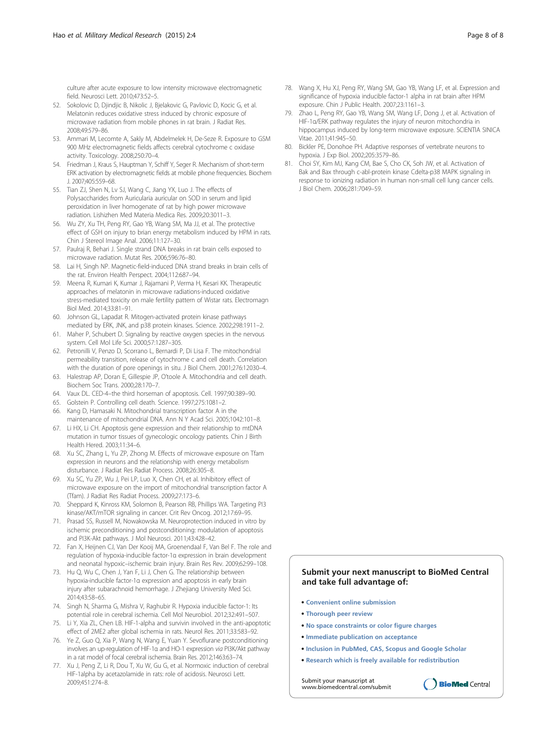culture after acute exposure to low intensity microwave electromagnetic field. Neurosci Lett. 2010;473:52–5.

52. Sokolovic D, Djindjic B, Nikolic J, Bjelakovic G, Pavlovic D, Kocic G, et al. Melatonin reduces oxidative stress induced by chronic exposure of microwave radiation from mobile phones in rat brain. J Radiat Res. 2008;49:579–86.
53. Ammari M, Lecomte A, Sakly M, Abdelmelek H, De-Seze R. Exposure to GSM 900 MHz electromagnetic fields affects cerebral cytochrome c oxidase activity. Toxicology. 2008;250:70–4.
54. Friedman J, Kraus S, Hauptman Y, Schiff Y, Seger R. Mechanism of short-term ERK activation by electromagnetic fields at mobile phone frequencies. Biochem J. 2007;405:559–68.
55. Tian ZJ, Shen N, Lv SJ, Wang C, Jiang YX, Luo J. The effects of Polysaccharides from Auricularia auricular on SOD in serum and lipid peroxidation in liver homogenate of rat by high power microwave radiation. Lishizhen Med Materia Medica Res. 2009;20:3011–3.
56. Wu ZY, Xu TH, Peng RY, Gao YB, Wang SM, Ma JJ, et al. The protective effect of GSH on injury to brian energy metabolism induced by HPM in rats. Chin J Stereol Image Anal. 2006;11:127–30.
57. Paulraj R, Behari J. Single strand DNA breaks in rat brain cells exposed to microwave radiation. Mutat Res. 2006;596:76–80.
58. Lai H, Singh NP. Magnetic-field-induced DNA strand breaks in brain cells of the rat. Environ Health Perspect. 2004;112:687–94.
59. Meena R, Kumari K, Kumar J, Rajamani P, Verma H, Kesari KK. Therapeutic approaches of melatonin in microwave radiations-induced oxidative stress-mediated toxicity on male fertility pattern of Wistar rats. Electromagn Biol Med. 2014;33:81–91.
60. Johnson GL, Lapadat R. Mitogen-activated protein kinase pathways mediated by ERK, JNK, and p38 protein kinases. Science. 2002;298:1911–2.
61. Maher P, Schubert D. Signaling by reactive oxygen species in the nervous system. Cell Mol Life Sci. 2000;57:1287–305.
62. Petronilli V, Penzo D, Scorrano L, Bernardi P, Di Lisa F. The mitochondrial permeability transition, release of cytochrome c and cell death. Correlation with the duration of pore openings in situ. J Biol Chem. 2001;276:12030–4.
63. Halestrap AP, Doran E, Gillespie JP, O'toole A. Mitochondria and cell death. Biochem Soc Trans. 2000;28:170–7.
64. Vaux DL. CED-4–the third horseman of apoptosis. Cell. 1997;90:389–90.
65. Golstein P. Controlling cell death. Science. 1997;275:1081–2.
66. Kang D, Hamasaki N. Mitochondrial transcription factor A in the maintenance of mitochondrial DNA. Ann N Y Acad Sci. 2005;1042:101–8.
67. Li HX, Li CH. Apoptosis gene expression and their relationship to mtDNA mutation in tumor tissues of gynecologic oncology patients. Chin J Birth Health Hered. 2003;11:34–6.
68. Xu SC, Zhang L, Yu ZP, Zhong M. Effects of microwave exposure on Tfam expression in neurons and the relationship with energy metabolism disturbance. J Radiat Res Radiat Process. 2008;26:305–8.
69. Xu SC, Yu ZP, Wu J, Pei LP, Luo X, Chen CH, et al. Inhibitory effect of microwave exposure on the import of mitochondrial transcription factor A (Tfam). J Radiat Res Radiat Process. 2009;27:173–6.
70. Sheppard K, Kinross KM, Solomon B, Pearson RB, Phillips WA. Targeting PI3 kinase/AKT/mTOR signaling in cancer. Crit Rev Oncog. 2012;17:69–95.
71. Prasad SS, Russell M, Nowakowska M. Neuroprotection induced in vitro by ischemic preconditioning and postconditioning: modulation of apoptosis and PI3K-Akt pathways. J Mol Neurosci. 2011;43:428–42.
72. Fan X, Heijnen CJ, Van Der Kooij MA, Groenendaal F, Van Bel F. The role and regulation of hypoxia-inducible factor-1α expression in brain development and neonatal hypoxic–ischemic brain injury. Brain Res Rev. 2009;62:99–108.
73. Hu Q, Wu C, Chen J, Yan F, Li J, Chen G. The relationship between hypoxia-inducible factor-1α expression and apoptosis in early brain injury after subarachnoid hemorrhage. J Zhejiang University Med Sci. 2014;43:58–65.
74. Singh N, Sharma G, Mishra V, Raghubir R. Hypoxia inducible factor-1: Its potential role in cerebral ischemia. Cell Mol Neurobiol. 2012;32:491–507.
75. Li Y, Xia ZL, Chen LB. HIF-1-alpha and survivin involved in the anti-apoptotic effect of 2ME2 after global ischemia in rats. Neurol Res. 2011;33:583–92.
76. Ye Z, Guo Q, Xia P, Wang N, Wang E, Yuan Y. Sevoflurane postconditioning involves an up-regulation of HIF-1α and HO-1 expression *via* PI3K/Akt pathway in a rat model of focal cerebral ischemia. Brain Res. 2012;1463:63–74.
77. Xu J, Peng Z, Li R, Dou T, Xu W, Gu G, et al. Normoxic induction of cerebral HIF-1alpha by acetazolamide in rats: role of acidosis. Neurosci Lett. 2009;451:274–8.
78. Wang X, Hu XJ, Peng RY, Wang SM, Gao YB, Wang LF, et al. Expression and significance of hypoxia inducible factor-1 alpha in rat brain after HPM exposure. Chin J Public Health. 2007;23:1161–3.
79. Zhao L, Peng RY, Gao YB, Wang SM, Wang LF, Dong J, et al. Activation of HIF-1α/ERK pathway regulates the injury of neuron mitochondria in hippocampus induced by long-term microwave exposure. SCIENTIA SINICA Vitae. 2011;41:945–50.
80. Bickler PE, Donohoe PH. Adaptive responses of vertebrate neurons to hypoxia. J Exp Biol. 2002;205:3579–86.
81. Choi SY, Kim MJ, Kang CM, Bae S, Cho CK, Soh JW, et al. Activation of Bak and Bax through c-abl-protein kinase Cdelta-p38 MAPK signaling in response to ionizing radiation in human non-small cell lung cancer cells. J Biol Chem. 2006;281:7049–59.

**Submit your next manuscript to BioMed Central and take full advantage of:**

- **Convenient online submission**
- **Thorough peer review**
- **No space constraints or color figure charges**
- **Immediate publication on acceptance**
- **Inclusion in PubMed, CAS, Scopus and Google Scholar**
- **Research which is freely available for redistribution**

Submit your manuscript at
www.biomedcentral.com/submit

BioMed Central